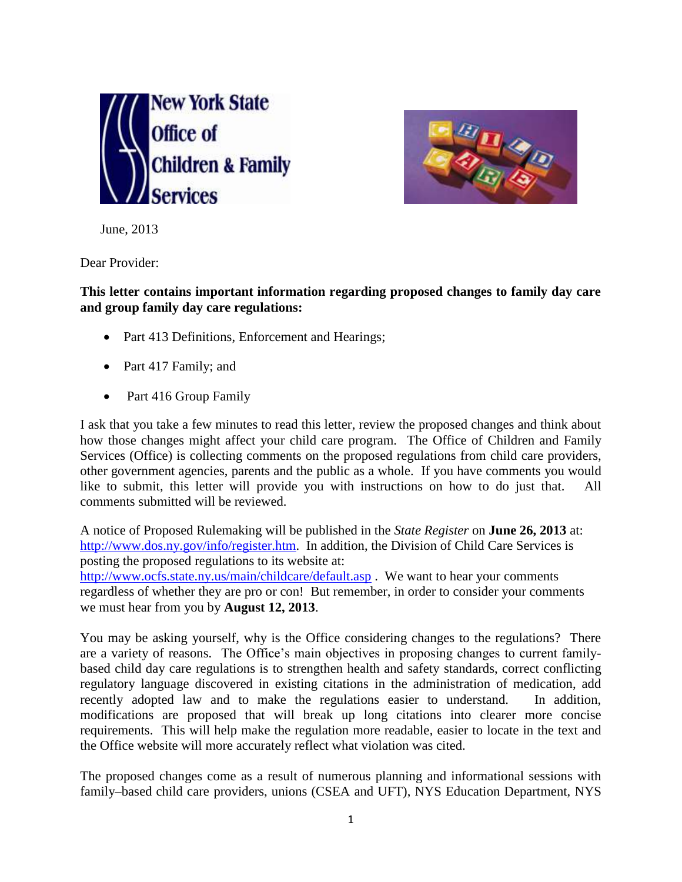New York State Office of Children & Family Services

June, 2013

Dear Provider:

**This letter contains important information regarding proposed changes to family day care and group family day care regulations:**

- Part 413 Definitions, Enforcement and Hearings;
- Part 417 Family; and
- Part 416 Group Family

I ask that you take a few minutes to read this letter, review the proposed changes and think about how those changes might affect your child care program. The Office of Children and Family Services (Office) is collecting comments on the proposed regulations from child care providers, other government agencies, parents and the public as a whole. If you have comments you would like to submit, this letter will provide you with instructions on how to do just that. All comments submitted will be reviewed.

A notice of Proposed Rulemaking will be published in the *State Register* on **June 26, 2013** at: http://www.dos.ny.gov/info/register.htm. In addition, the Division of Child Care Services is posting the proposed regulations to its website at: http://www.ocfs.state.ny.us/main/childcare/default.asp . We want to hear your comments regardless of whether they are pro or con! But remember, in order to consider your comments we must hear from you by **August 12, 2013**.

You may be asking yourself, why is the Office considering changes to the regulations? There are a variety of reasons. The Office's main objectives in proposing changes to current family-based child day care regulations is to strengthen health and safety standards, correct conflicting regulatory language discovered in existing citations in the administration of medication, add recently adopted law and to make the regulations easier to understand. In addition, modifications are proposed that will break up long citations into clearer more concise requirements. This will help make the regulation more readable, easier to locate in the text and the Office website will more accurately reflect what violation was cited.

The proposed changes come as a result of numerous planning and informational sessions with family–based child care providers, unions (CSEA and UFT), NYS Education Department, NYS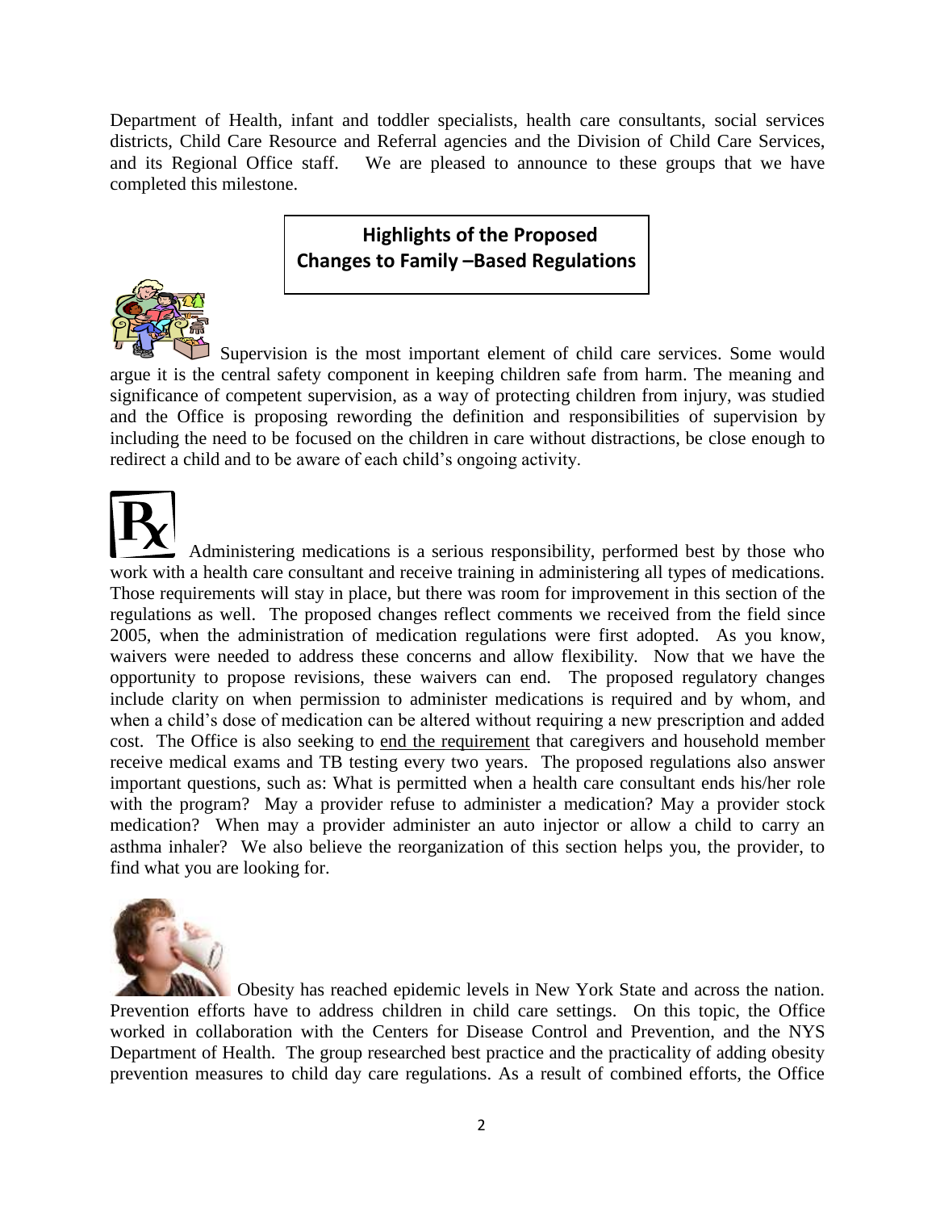Department of Health, infant and toddler specialists, health care consultants, social services districts, Child Care Resource and Referral agencies and the Division of Child Care Services, and its Regional Office staff. We are pleased to announce to these groups that we have completed this milestone.

## Highlights of the Proposed Changes to Family –Based Regulations

Supervision is the most important element of child care services. Some would argue it is the central safety component in keeping children safe from harm. The meaning and significance of competent supervision, as a way of protecting children from injury, was studied and the Office is proposing rewording the definition and responsibilities of supervision by including the need to be focused on the children in care without distractions, be close enough to redirect a child and to be aware of each child's ongoing activity.

Administering medications is a serious responsibility, performed best by those who work with a health care consultant and receive training in administering all types of medications. Those requirements will stay in place, but there was room for improvement in this section of the regulations as well. The proposed changes reflect comments we received from the field since 2005, when the administration of medication regulations were first adopted. As you know, waivers were needed to address these concerns and allow flexibility. Now that we have the opportunity to propose revisions, these waivers can end. The proposed regulatory changes include clarity on when permission to administer medications is required and by whom, and when a child's dose of medication can be altered without requiring a new prescription and added cost. The Office is also seeking to end the requirement that caregivers and household member receive medical exams and TB testing every two years. The proposed regulations also answer important questions, such as: What is permitted when a health care consultant ends his/her role with the program? May a provider refuse to administer a medication? May a provider stock medication? When may a provider administer an auto injector or allow a child to carry an asthma inhaler? We also believe the reorganization of this section helps you, the provider, to find what you are looking for.

Obesity has reached epidemic levels in New York State and across the nation. Prevention efforts have to address children in child care settings. On this topic, the Office worked in collaboration with the Centers for Disease Control and Prevention, and the NYS Department of Health. The group researched best practice and the practicality of adding obesity prevention measures to child day care regulations. As a result of combined efforts, the Office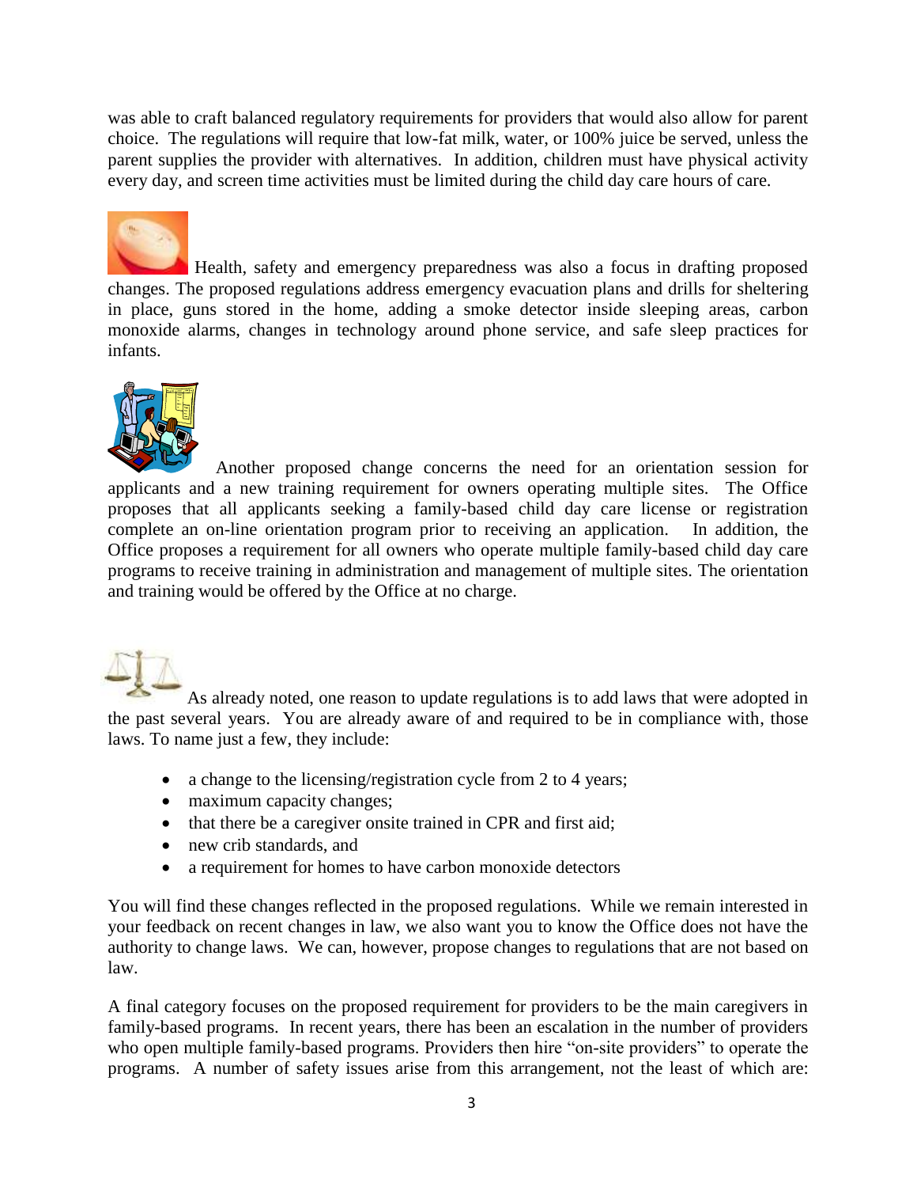was able to craft balanced regulatory requirements for providers that would also allow for parent choice. The regulations will require that low-fat milk, water, or 100% juice be served, unless the parent supplies the provider with alternatives. In addition, children must have physical activity every day, and screen time activities must be limited during the child day care hours of care.

Health, safety and emergency preparedness was also a focus in drafting proposed changes. The proposed regulations address emergency evacuation plans and drills for sheltering in place, guns stored in the home, adding a smoke detector inside sleeping areas, carbon monoxide alarms, changes in technology around phone service, and safe sleep practices for infants.

Another proposed change concerns the need for an orientation session for applicants and a new training requirement for owners operating multiple sites. The Office proposes that all applicants seeking a family-based child day care license or registration complete an on-line orientation program prior to receiving an application. In addition, the Office proposes a requirement for all owners who operate multiple family-based child day care programs to receive training in administration and management of multiple sites. The orientation and training would be offered by the Office at no charge.

As already noted, one reason to update regulations is to add laws that were adopted in the past several years. You are already aware of and required to be in compliance with, those laws. To name just a few, they include:

- a change to the licensing/registration cycle from 2 to 4 years;
- maximum capacity changes;
- that there be a caregiver onsite trained in CPR and first aid;
- new crib standards, and
- a requirement for homes to have carbon monoxide detectors

You will find these changes reflected in the proposed regulations. While we remain interested in your feedback on recent changes in law, we also want you to know the Office does not have the authority to change laws. We can, however, propose changes to regulations that are not based on law.

A final category focuses on the proposed requirement for providers to be the main caregivers in family-based programs. In recent years, there has been an escalation in the number of providers who open multiple family-based programs. Providers then hire "on-site providers" to operate the programs. A number of safety issues arise from this arrangement, not the least of which are: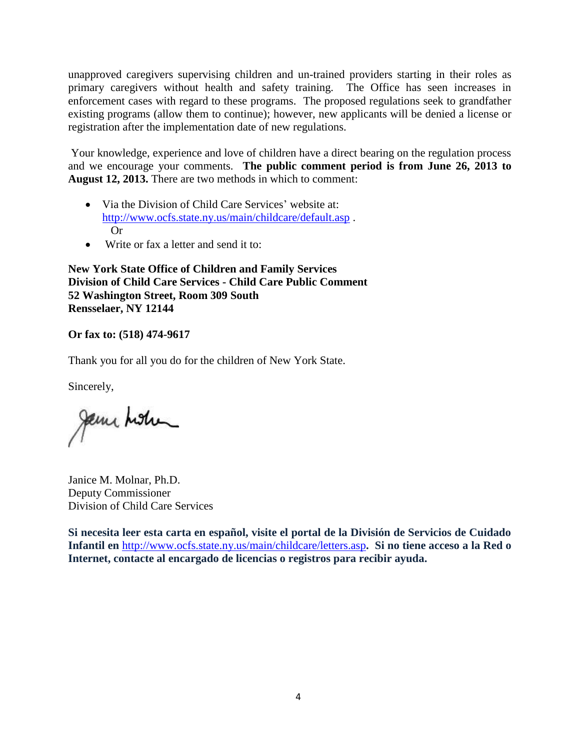unapproved caregivers supervising children and un-trained providers starting in their roles as primary caregivers without health and safety training. The Office has seen increases in enforcement cases with regard to these programs. The proposed regulations seek to grandfather existing programs (allow them to continue); however, new applicants will be denied a license or registration after the implementation date of new regulations.

Your knowledge, experience and love of children have a direct bearing on the regulation process and we encourage your comments. **The public comment period is from June 26, 2013 to August 12, 2013.** There are two methods in which to comment:

- Via the Division of Child Care Services' website at: http://www.ocfs.state.ny.us/main/childcare/default.asp .
  Or
- Write or fax a letter and send it to:

**New York State Office of Children and Family Services**
**Division of Child Care Services - Child Care Public Comment**
**52 Washington Street, Room 309 South**
**Rensselaer, NY 12144**

**Or fax to: (518) 474-9617**

Thank you for all you do for the children of New York State.

Sincerely,

Janice M. Molnar, Ph.D.
Deputy Commissioner
Division of Child Care Services

**Si necesita leer esta carta en español, visite el portal de la División de Servicios de Cuidado Infantil en** http://www.ocfs.state.ny.us/main/childcare/letters.asp**. Si no tiene acceso a la Red o Internet, contacte al encargado de licencias o registros para recibir ayuda.**